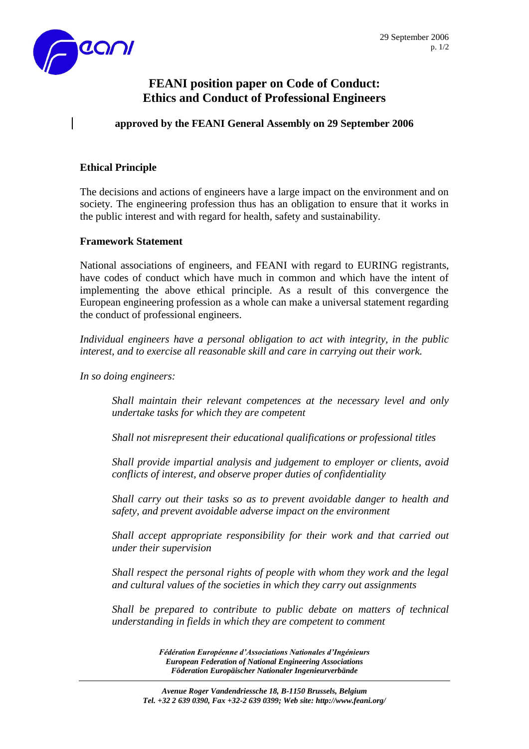# FEANI position paper on Code of Conduct: Ethics and Conduct of Professional Engineers

**approved by the FEANI General Assembly on 29 September 2006**

### Ethical Principle

The decisions and actions of engineers have a large impact on the environment and on society. The engineering profession thus has an obligation to ensure that it works in the public interest and with regard for health, safety and sustainability.

### Framework Statement

National associations of engineers, and FEANI with regard to EURING registrants, have codes of conduct which have much in common and which have the intent of implementing the above ethical principle. As a result of this convergence the European engineering profession as a whole can make a universal statement regarding the conduct of professional engineers.

*Individual engineers have a personal obligation to act with integrity, in the public interest, and to exercise all reasonable skill and care in carrying out their work.*

*In so doing engineers:*

> *Shall maintain their relevant competences at the necessary level and only undertake tasks for which they are competent*
>
> *Shall not misrepresent their educational qualifications or professional titles*
>
> *Shall provide impartial analysis and judgement to employer or clients, avoid conflicts of interest, and observe proper duties of confidentiality*
>
> *Shall carry out their tasks so as to prevent avoidable danger to health and safety, and prevent avoidable adverse impact on the environment*
>
> *Shall accept appropriate responsibility for their work and that carried out under their supervision*
>
> *Shall respect the personal rights of people with whom they work and the legal and cultural values of the societies in which they carry out assignments*
>
> *Shall be prepared to contribute to public debate on matters of technical understanding in fields in which they are competent to comment*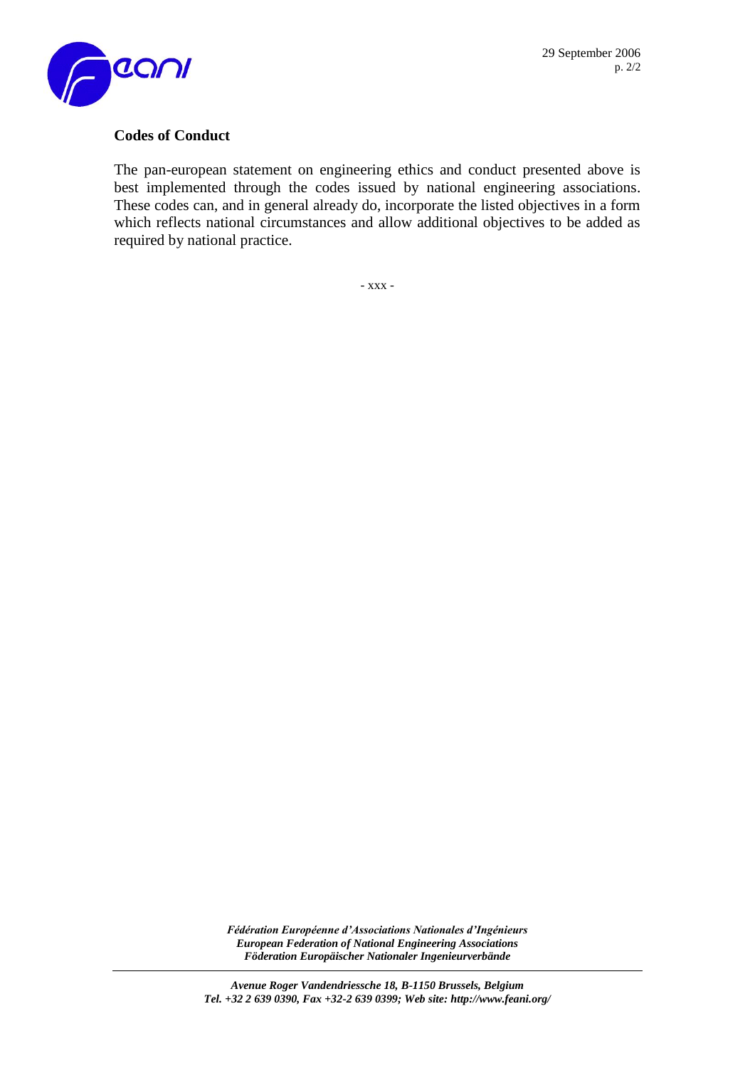## Codes of Conduct

The pan-european statement on engineering ethics and conduct presented above is best implemented through the codes issued by national engineering associations. These codes can, and in general already do, incorporate the listed objectives in a form which reflects national circumstances and allow additional objectives to be added as required by national practice.

- xxx -